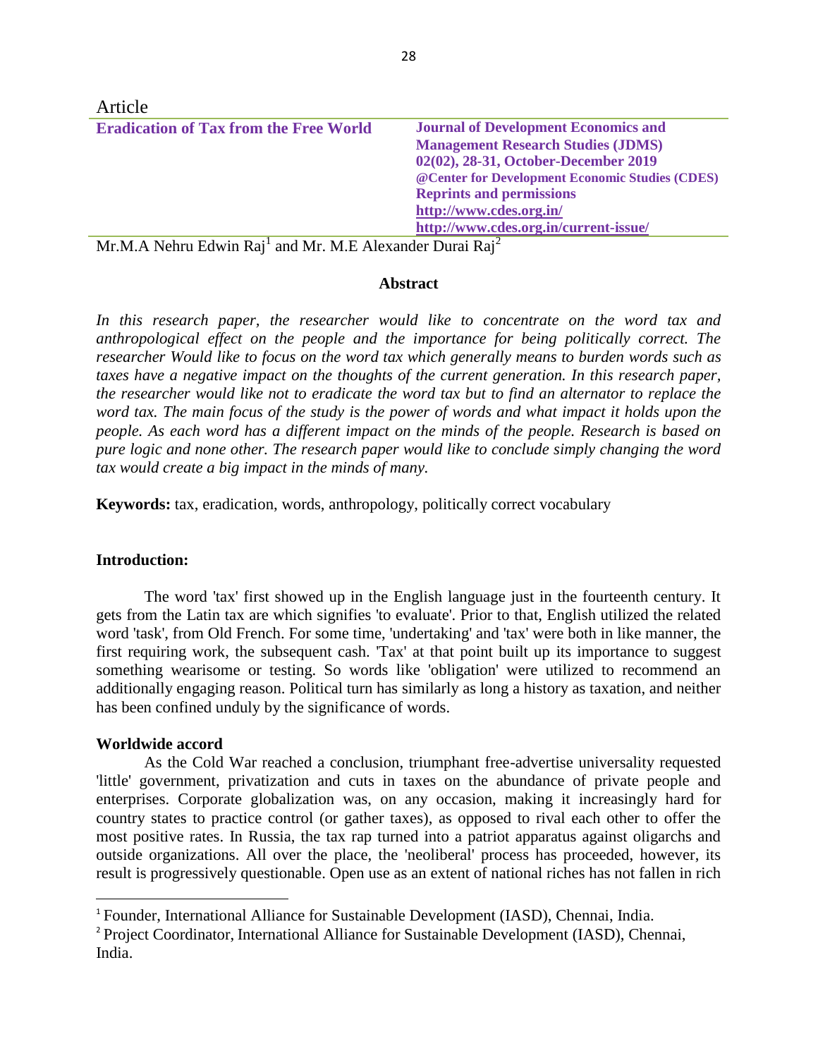Article

**Eradication of Tax from the Free World**

**Journal of Development Economics and Management Research Studies (JDMS)**
**02(02), 28-31, October-December 2019**
**@Center for Development Economic Studies (CDES)**
**Reprints and permissions**
**http://www.cdes.org.in/**
**http://www.cdes.org.in/current-issue/**

Mr.M.A Nehru Edwin Raj[1] and Mr. M.E Alexander Durai Raj[2]

## Abstract

*In this research paper, the researcher would like to concentrate on the word tax and anthropological effect on the people and the importance for being politically correct. The researcher Would like to focus on the word tax which generally means to burden words such as taxes have a negative impact on the thoughts of the current generation. In this research paper, the researcher would like not to eradicate the word tax but to find an alternator to replace the word tax. The main focus of the study is the power of words and what impact it holds upon the people. As each word has a different impact on the minds of the people. Research is based on pure logic and none other. The research paper would like to conclude simply changing the word tax would create a big impact in the minds of many.*

**Keywords:** tax, eradication, words, anthropology, politically correct vocabulary

## Introduction:

The word 'tax' first showed up in the English language just in the fourteenth century. It gets from the Latin tax are which signifies 'to evaluate'. Prior to that, English utilized the related word 'task', from Old French. For some time, 'undertaking' and 'tax' were both in like manner, the first requiring work, the subsequent cash. 'Tax' at that point built up its importance to suggest something wearisome or testing. So words like 'obligation' were utilized to recommend an additionally engaging reason. Political turn has similarly as long a history as taxation, and neither has been confined unduly by the significance of words.

### Worldwide accord

As the Cold War reached a conclusion, triumphant free-advertise universality requested 'little' government, privatization and cuts in taxes on the abundance of private people and enterprises. Corporate globalization was, on any occasion, making it increasingly hard for country states to practice control (or gather taxes), as opposed to rival each other to offer the most positive rates. In Russia, the tax rap turned into a patriot apparatus against oligarchs and outside organizations. All over the place, the 'neoliberal' process has proceeded, however, its result is progressively questionable. Open use as an extent of national riches has not fallen in rich

---

[1] Founder, International Alliance for Sustainable Development (IASD), Chennai, India.

[2] Project Coordinator, International Alliance for Sustainable Development (IASD), Chennai, India.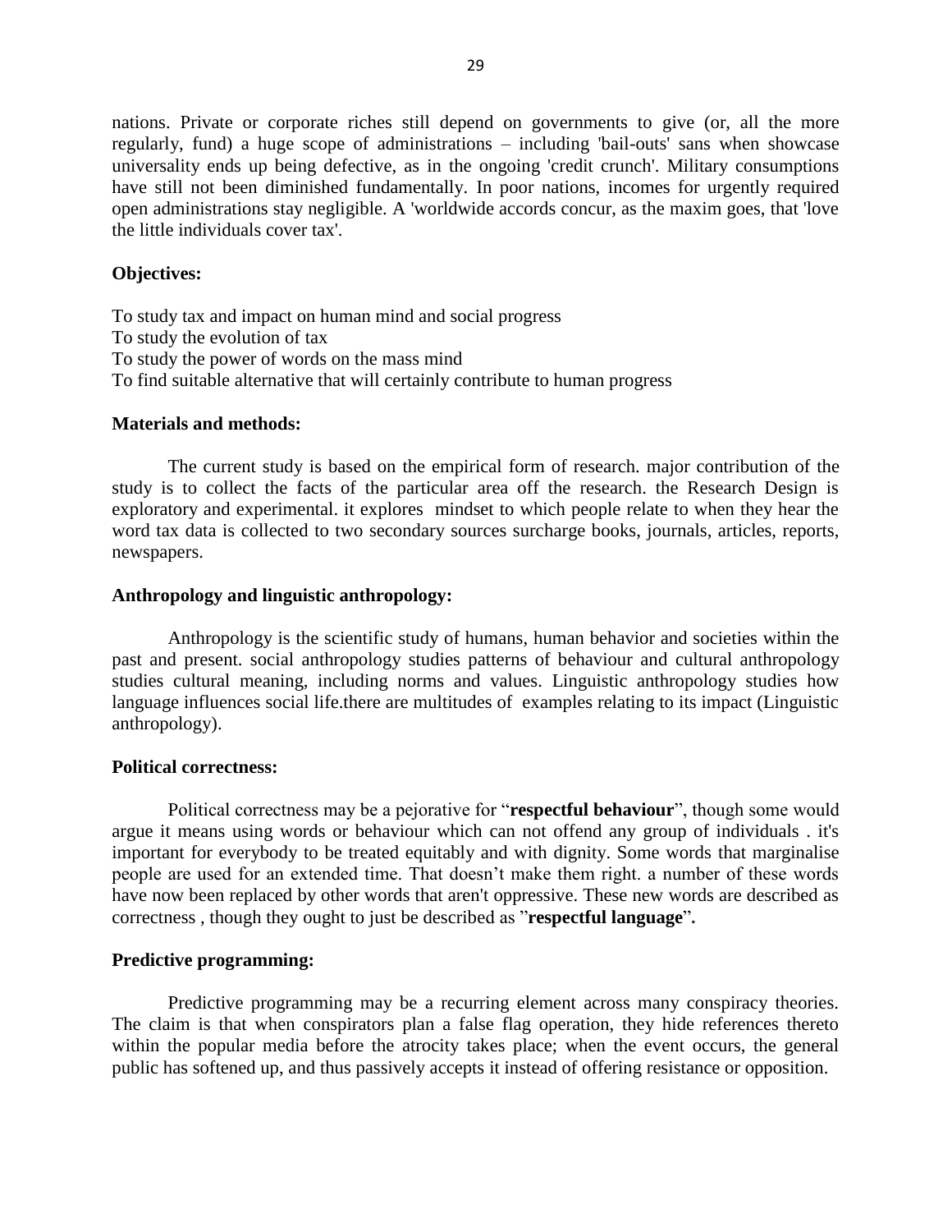nations. Private or corporate riches still depend on governments to give (or, all the more regularly, fund) a huge scope of administrations – including 'bail-outs' sans when showcase universality ends up being defective, as in the ongoing 'credit crunch'. Military consumptions have still not been diminished fundamentally. In poor nations, incomes for urgently required open administrations stay negligible. A 'worldwide accords concur, as the maxim goes, that 'love the little individuals cover tax'.

**Objectives:**

To study tax and impact on human mind and social progress
To study the evolution of tax
To study the power of words on the mass mind
To find suitable alternative that will certainly contribute to human progress

**Materials and methods:**

The current study is based on the empirical form of research. major contribution of the study is to collect the facts of the particular area off the research. the Research Design is exploratory and experimental. it explores mindset to which people relate to when they hear the word tax data is collected to two secondary sources surcharge books, journals, articles, reports, newspapers.

**Anthropology and linguistic anthropology:**

Anthropology is the scientific study of humans, human behavior and societies within the past and present. social anthropology studies patterns of behaviour and cultural anthropology studies cultural meaning, including norms and values. Linguistic anthropology studies how language influences social life.there are multitudes of examples relating to its impact (Linguistic anthropology).

**Political correctness:**

Political correctness may be a pejorative for "**respectful behaviour**", though some would argue it means using words or behaviour which can not offend any group of individuals . it's important for everybody to be treated equitably and with dignity. Some words that marginalise people are used for an extended time. That doesn't make them right. a number of these words have now been replaced by other words that aren't oppressive. These new words are described as correctness , though they ought to just be described as "**respectful language**".

**Predictive programming:**

Predictive programming may be a recurring element across many conspiracy theories. The claim is that when conspirators plan a false flag operation, they hide references thereto within the popular media before the atrocity takes place; when the event occurs, the general public has softened up, and thus passively accepts it instead of offering resistance or opposition.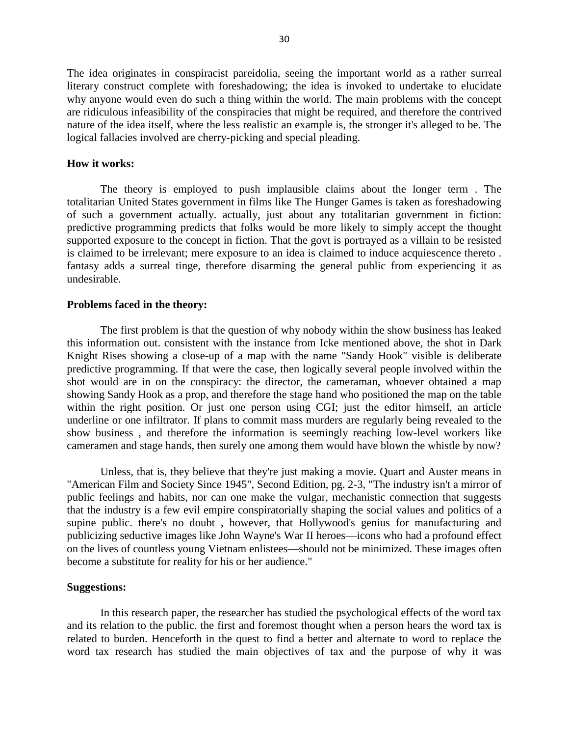The idea originates in conspiracist pareidolia, seeing the important world as a rather surreal literary construct complete with foreshadowing; the idea is invoked to undertake to elucidate why anyone would even do such a thing within the world. The main problems with the concept are ridiculous infeasibility of the conspiracies that might be required, and therefore the contrived nature of the idea itself, where the less realistic an example is, the stronger it's alleged to be. The logical fallacies involved are cherry-picking and special pleading.

**How it works:**

The theory is employed to push implausible claims about the longer term . The totalitarian United States government in films like The Hunger Games is taken as foreshadowing of such a government actually. actually, just about any totalitarian government in fiction: predictive programming predicts that folks would be more likely to simply accept the thought supported exposure to the concept in fiction. That the govt is portrayed as a villain to be resisted is claimed to be irrelevant; mere exposure to an idea is claimed to induce acquiescence thereto . fantasy adds a surreal tinge, therefore disarming the general public from experiencing it as undesirable.

**Problems faced in the theory:**

The first problem is that the question of why nobody within the show business has leaked this information out. consistent with the instance from Icke mentioned above, the shot in Dark Knight Rises showing a close-up of a map with the name "Sandy Hook" visible is deliberate predictive programming. If that were the case, then logically several people involved within the shot would are in on the conspiracy: the director, the cameraman, whoever obtained a map showing Sandy Hook as a prop, and therefore the stage hand who positioned the map on the table within the right position. Or just one person using CGI; just the editor himself, an article underline or one infiltrator. If plans to commit mass murders are regularly being revealed to the show business , and therefore the information is seemingly reaching low-level workers like cameramen and stage hands, then surely one among them would have blown the whistle by now?

Unless, that is, they believe that they're just making a movie. Quart and Auster means in "American Film and Society Since 1945", Second Edition, pg. 2-3, "The industry isn't a mirror of public feelings and habits, nor can one make the vulgar, mechanistic connection that suggests that the industry is a few evil empire conspiratorially shaping the social values and politics of a supine public. there's no doubt , however, that Hollywood's genius for manufacturing and publicizing seductive images like John Wayne's War II heroes—icons who had a profound effect on the lives of countless young Vietnam enlistees—should not be minimized. These images often become a substitute for reality for his or her audience."

**Suggestions:**

In this research paper, the researcher has studied the psychological effects of the word tax and its relation to the public. the first and foremost thought when a person hears the word tax is related to burden. Henceforth in the quest to find a better and alternate to word to replace the word tax research has studied the main objectives of tax and the purpose of why it was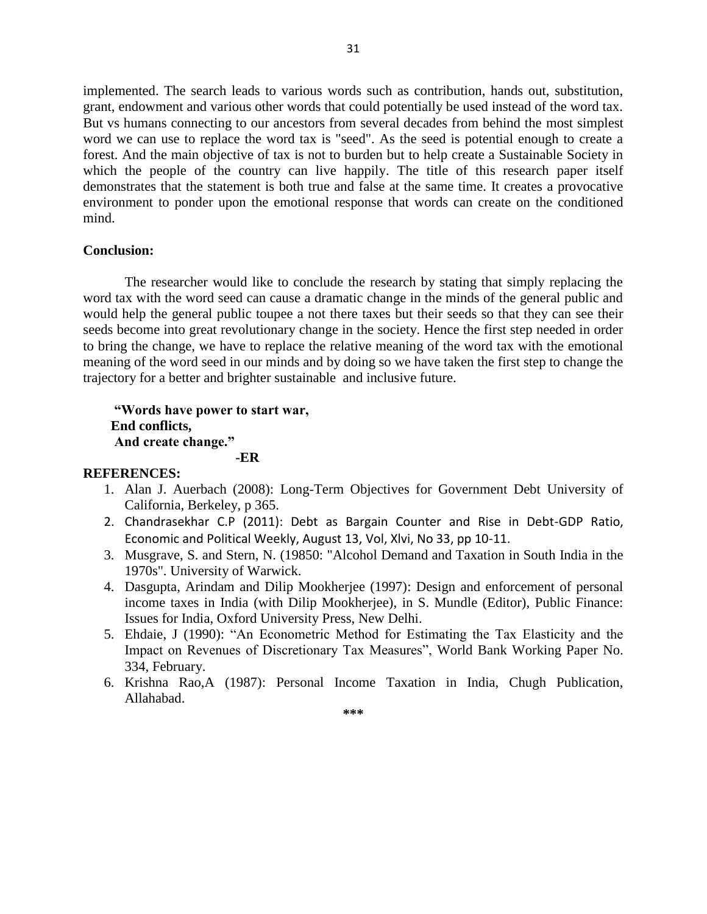implemented. The search leads to various words such as contribution, hands out, substitution, grant, endowment and various other words that could potentially be used instead of the word tax. But vs humans connecting to our ancestors from several decades from behind the most simplest word we can use to replace the word tax is "seed". As the seed is potential enough to create a forest. And the main objective of tax is not to burden but to help create a Sustainable Society in which the people of the country can live happily. The title of this research paper itself demonstrates that the statement is both true and false at the same time. It creates a provocative environment to ponder upon the emotional response that words can create on the conditioned mind.

**Conclusion:**

The researcher would like to conclude the research by stating that simply replacing the word tax with the word seed can cause a dramatic change in the minds of the general public and would help the general public toupee a not there taxes but their seeds so that they can see their seeds become into great revolutionary change in the society. Hence the first step needed in order to bring the change, we have to replace the relative meaning of the word tax with the emotional meaning of the word seed in our minds and by doing so we have taken the first step to change the trajectory for a better and brighter sustainable and inclusive future.

**"Words have power to start war,**
**End conflicts,**
**And create change."**

**-ER**

**REFERENCES:**

1. Alan J. Auerbach (2008): Long-Term Objectives for Government Debt University of California, Berkeley, p 365.
2. Chandrasekhar C.P (2011): Debt as Bargain Counter and Rise in Debt-GDP Ratio, Economic and Political Weekly, August 13, Vol, Xlvi, No 33, pp 10-11.
3. Musgrave, S. and Stern, N. (19850: "Alcohol Demand and Taxation in South India in the 1970s". University of Warwick.
4. Dasgupta, Arindam and Dilip Mookherjee (1997): Design and enforcement of personal income taxes in India (with Dilip Mookherjee), in S. Mundle (Editor), Public Finance: Issues for India, Oxford University Press, New Delhi.
5. Ehdaie, J (1990): "An Econometric Method for Estimating the Tax Elasticity and the Impact on Revenues of Discretionary Tax Measures", World Bank Working Paper No. 334, February.
6. Krishna Rao,A (1987): Personal Income Taxation in India, Chugh Publication, Allahabad.

***